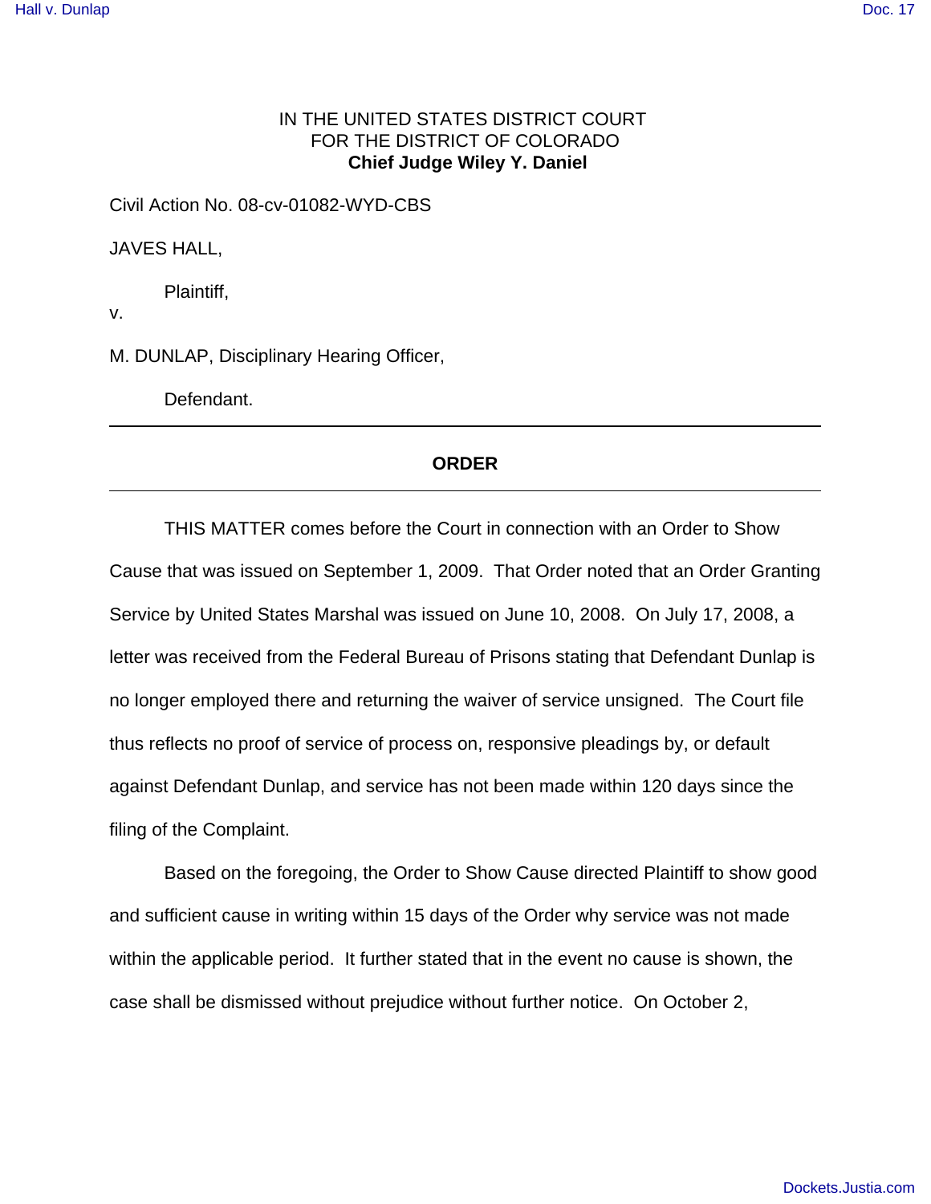IN THE UNITED STATES DISTRICT COURT
FOR THE DISTRICT OF COLORADO
**Chief Judge Wiley Y. Daniel**

Civil Action No. 08-cv-01082-WYD-CBS

JAVES HALL,

Plaintiff,

v.

M. DUNLAP, Disciplinary Hearing Officer,

Defendant.

---

**ORDER**

---

THIS MATTER comes before the Court in connection with an Order to Show Cause that was issued on September 1, 2009. That Order noted that an Order Granting Service by United States Marshal was issued on June 10, 2008. On July 17, 2008, a letter was received from the Federal Bureau of Prisons stating that Defendant Dunlap is no longer employed there and returning the waiver of service unsigned. The Court file thus reflects no proof of service of process on, responsive pleadings by, or default against Defendant Dunlap, and service has not been made within 120 days since the filing of the Complaint.

Based on the foregoing, the Order to Show Cause directed Plaintiff to show good and sufficient cause in writing within 15 days of the Order why service was not made within the applicable period. It further stated that in the event no cause is shown, the case shall be dismissed without prejudice without further notice. On October 2,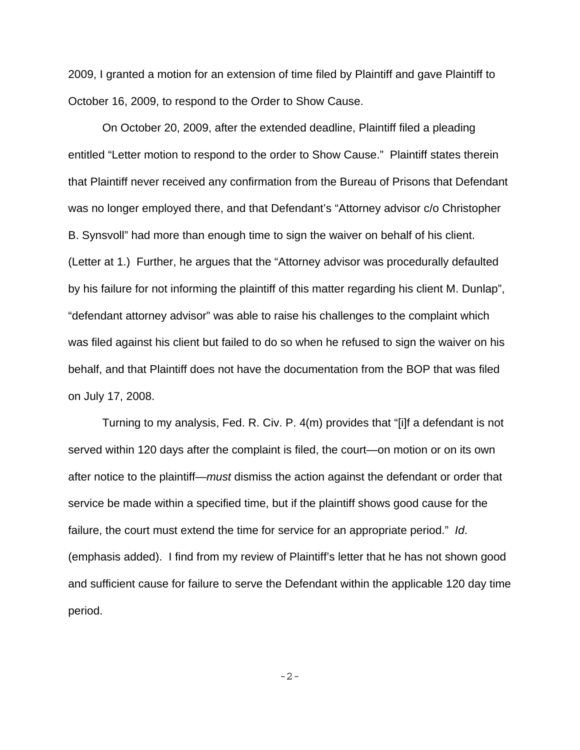2009, I granted a motion for an extension of time filed by Plaintiff and gave Plaintiff to October 16, 2009, to respond to the Order to Show Cause.

On October 20, 2009, after the extended deadline, Plaintiff filed a pleading entitled "Letter motion to respond to the order to Show Cause." Plaintiff states therein that Plaintiff never received any confirmation from the Bureau of Prisons that Defendant was no longer employed there, and that Defendant's "Attorney advisor c/o Christopher B. Synsvoll" had more than enough time to sign the waiver on behalf of his client. (Letter at 1.) Further, he argues that the "Attorney advisor was procedurally defaulted by his failure for not informing the plaintiff of this matter regarding his client M. Dunlap", "defendant attorney advisor" was able to raise his challenges to the complaint which was filed against his client but failed to do so when he refused to sign the waiver on his behalf, and that Plaintiff does not have the documentation from the BOP that was filed on July 17, 2008.

Turning to my analysis, Fed. R. Civ. P. 4(m) provides that "[i]f a defendant is not served within 120 days after the complaint is filed, the court—on motion or on its own after notice to the plaintiff—*must* dismiss the action against the defendant or order that service be made within a specified time, but if the plaintiff shows good cause for the failure, the court must extend the time for service for an appropriate period." *Id*. (emphasis added). I find from my review of Plaintiff's letter that he has not shown good and sufficient cause for failure to serve the Defendant within the applicable 120 day time period.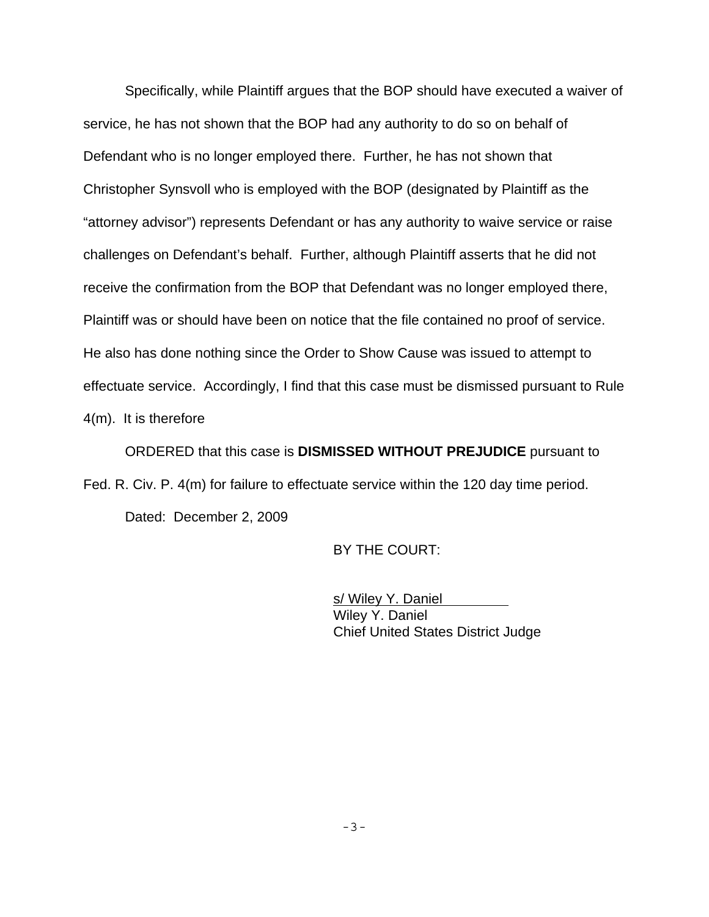Specifically, while Plaintiff argues that the BOP should have executed a waiver of service, he has not shown that the BOP had any authority to do so on behalf of Defendant who is no longer employed there. Further, he has not shown that Christopher Synsvoll who is employed with the BOP (designated by Plaintiff as the "attorney advisor") represents Defendant or has any authority to waive service or raise challenges on Defendant's behalf. Further, although Plaintiff asserts that he did not receive the confirmation from the BOP that Defendant was no longer employed there, Plaintiff was or should have been on notice that the file contained no proof of service. He also has done nothing since the Order to Show Cause was issued to attempt to effectuate service. Accordingly, I find that this case must be dismissed pursuant to Rule 4(m). It is therefore

ORDERED that this case is **DISMISSED WITHOUT PREJUDICE** pursuant to Fed. R. Civ. P. 4(m) for failure to effectuate service within the 120 day time period.

Dated: December 2, 2009

BY THE COURT:

s/ Wiley Y. Daniel
Wiley Y. Daniel
Chief United States District Judge